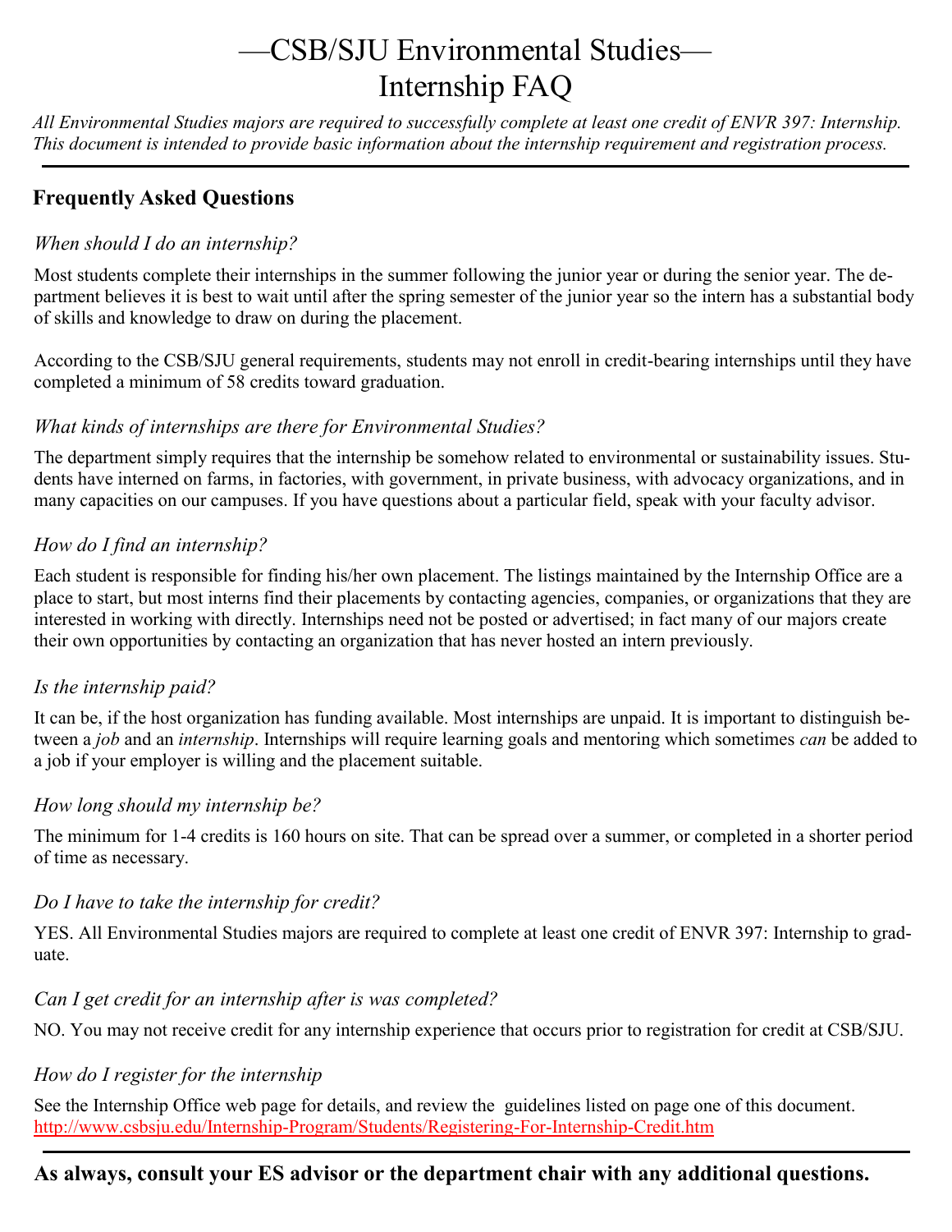# —CSB/SJU Environmental Studies— Internship FAQ

*All Environmental Studies majors are required to successfully complete at least one credit of ENVR 397: Internship. This document is intended to provide basic information about the internship requirement and registration process.*

---

## Frequently Asked Questions

### *When should I do an internship?*

Most students complete their internships in the summer following the junior year or during the senior year. The department believes it is best to wait until after the spring semester of the junior year so the intern has a substantial body of skills and knowledge to draw on during the placement.

According to the CSB/SJU general requirements, students may not enroll in credit-bearing internships until they have completed a minimum of 58 credits toward graduation.

### *What kinds of internships are there for Environmental Studies?*

The department simply requires that the internship be somehow related to environmental or sustainability issues. Students have interned on farms, in factories, with government, in private business, with advocacy organizations, and in many capacities on our campuses. If you have questions about a particular field, speak with your faculty advisor.

### *How do I find an internship?*

Each student is responsible for finding his/her own placement. The listings maintained by the Internship Office are a place to start, but most interns find their placements by contacting agencies, companies, or organizations that they are interested in working with directly. Internships need not be posted or advertised; in fact many of our majors create their own opportunities by contacting an organization that has never hosted an intern previously.

### *Is the internship paid?*

It can be, if the host organization has funding available. Most internships are unpaid. It is important to distinguish between a *job* and an *internship*. Internships will require learning goals and mentoring which sometimes *can* be added to a job if your employer is willing and the placement suitable.

### *How long should my internship be?*

The minimum for 1-4 credits is 160 hours on site. That can be spread over a summer, or completed in a shorter period of time as necessary.

### *Do I have to take the internship for credit?*

YES. All Environmental Studies majors are required to complete at least one credit of ENVR 397: Internship to graduate.

### *Can I get credit for an internship after is was completed?*

NO. You may not receive credit for any internship experience that occurs prior to registration for credit at CSB/SJU.

### *How do I register for the internship*

See the Internship Office web page for details, and review the guidelines listed on page one of this document.
http://www.csbsju.edu/Internship-Program/Students/Registering-For-Internship-Credit.htm

---

**As always, consult your ES advisor or the department chair with any additional questions.**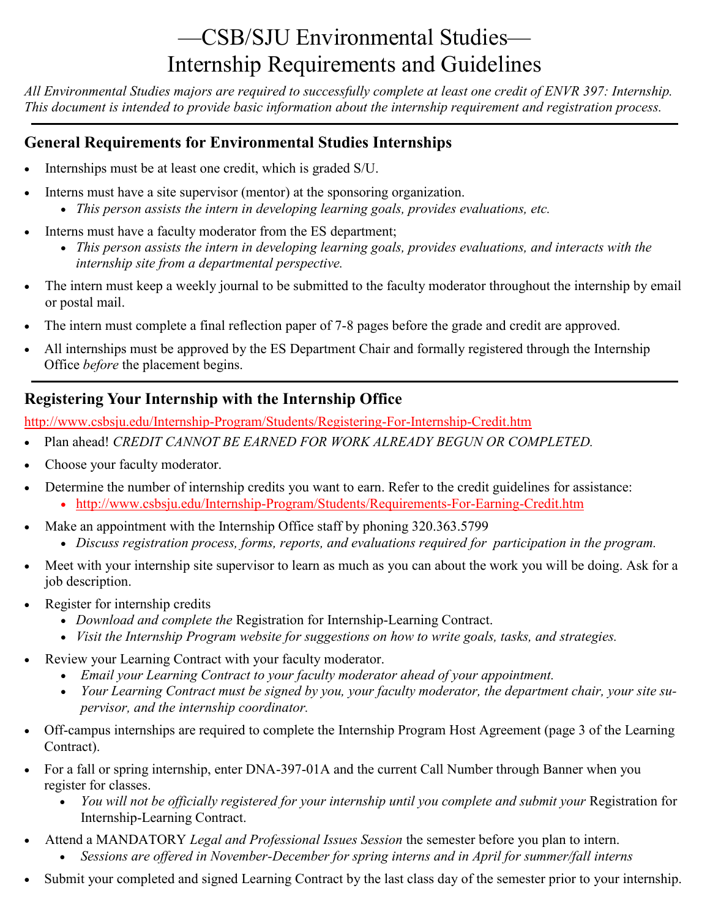# —CSB/SJU Environmental Studies—
# Internship Requirements and Guidelines

*All Environmental Studies majors are required to successfully complete at least one credit of ENVR 397: Internship. This document is intended to provide basic information about the internship requirement and registration process.*

---

## General Requirements for Environmental Studies Internships

- Internships must be at least one credit, which is graded S/U.
- Interns must have a site supervisor (mentor) at the sponsoring organization.
  - *This person assists the intern in developing learning goals, provides evaluations, etc.*
- Interns must have a faculty moderator from the ES department;
  - *This person assists the intern in developing learning goals, provides evaluations, and interacts with the internship site from a departmental perspective.*
- The intern must keep a weekly journal to be submitted to the faculty moderator throughout the internship by email or postal mail.
- The intern must complete a final reflection paper of 7-8 pages before the grade and credit are approved.
- All internships must be approved by the ES Department Chair and formally registered through the Internship Office *before* the placement begins.

---

## Registering Your Internship with the Internship Office

http://www.csbsju.edu/Internship-Program/Students/Registering-For-Internship-Credit.htm

- Plan ahead! *CREDIT CANNOT BE EARNED FOR WORK ALREADY BEGUN OR COMPLETED.*
- Choose your faculty moderator.
- Determine the number of internship credits you want to earn. Refer to the credit guidelines for assistance:
  - http://www.csbsju.edu/Internship-Program/Students/Requirements-For-Earning-Credit.htm
- Make an appointment with the Internship Office staff by phoning 320.363.5799
  - *Discuss registration process, forms, reports, and evaluations required for participation in the program.*
- Meet with your internship site supervisor to learn as much as you can about the work you will be doing. Ask for a job description.
- Register for internship credits
  - *Download and complete the* Registration for Internship-Learning Contract.
  - *Visit the Internship Program website for suggestions on how to write goals, tasks, and strategies.*
- Review your Learning Contract with your faculty moderator.
  - *Email your Learning Contract to your faculty moderator ahead of your appointment.*
  - *Your Learning Contract must be signed by you, your faculty moderator, the department chair, your site supervisor, and the internship coordinator.*
- Off-campus internships are required to complete the Internship Program Host Agreement (page 3 of the Learning Contract).
- For a fall or spring internship, enter DNA-397-01A and the current Call Number through Banner when you register for classes.
  - *You will not be officially registered for your internship until you complete and submit your* Registration for Internship-Learning Contract.
- Attend a MANDATORY *Legal and Professional Issues Session* the semester before you plan to intern.
  - *Sessions are offered in November-December for spring interns and in April for summer/fall interns*
- Submit your completed and signed Learning Contract by the last class day of the semester prior to your internship.